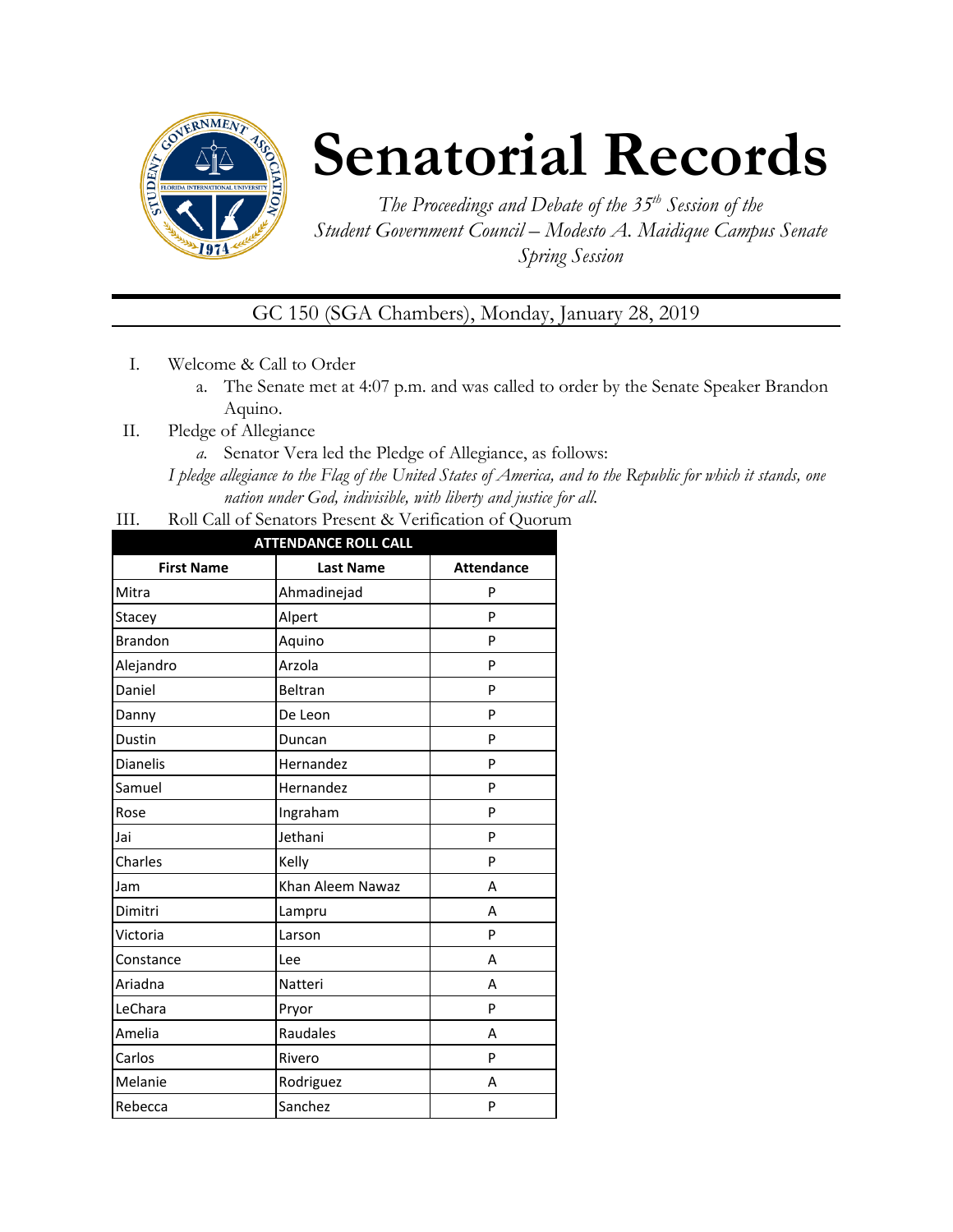# Senatorial Records

*The Proceedings and Debate of the 35th Session of the Student Government Council – Modesto A. Maidique Campus Senate Spring Session*

GC 150 (SGA Chambers), Monday, January 28, 2019

I. Welcome & Call to Order
   a. The Senate met at 4:07 p.m. and was called to order by the Senate Speaker Brandon Aquino.

II. Pledge of Allegiance
   *a.* Senator Vera led the Pledge of Allegiance, as follows:

*I pledge allegiance to the Flag of the United States of America, and to the Republic for which it stands, one nation under God, indivisible, with liberty and justice for all.*

III. Roll Call of Senators Present & Verification of Quorum

| ATTENDANCE ROLL CALL | | |
|---|---|---|
| **First Name** | **Last Name** | **Attendance** |
| Mitra | Ahmadinejad | P |
| Stacey | Alpert | P |
| Brandon | Aquino | P |
| Alejandro | Arzola | P |
| Daniel | Beltran | P |
| Danny | De Leon | P |
| Dustin | Duncan | P |
| Dianelis | Hernandez | P |
| Samuel | Hernandez | P |
| Rose | Ingraham | P |
| Jai | Jethani | P |
| Charles | Kelly | P |
| Jam | Khan Aleem Nawaz | A |
| Dimitri | Lampru | A |
| Victoria | Larson | P |
| Constance | Lee | A |
| Ariadna | Natteri | A |
| LeChara | Pryor | P |
| Amelia | Raudales | A |
| Carlos | Rivero | P |
| Melanie | Rodriguez | A |
| Rebecca | Sanchez | P |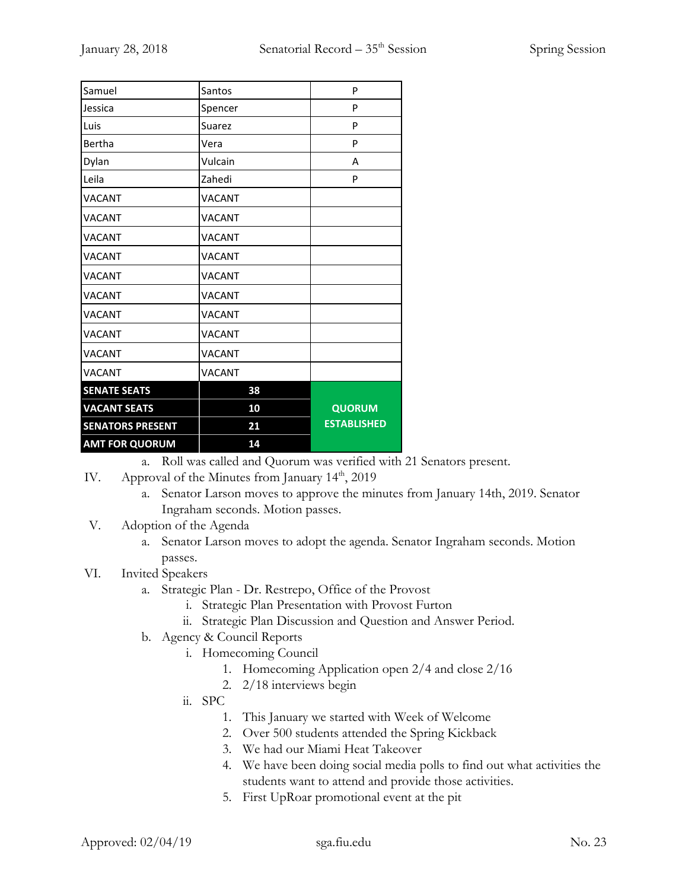| Samuel | Santos | P |
|---|---|---|
| Jessica | Spencer | P |
| Luis | Suarez | P |
| Bertha | Vera | P |
| Dylan | Vulcain | A |
| Leila | Zahedi | P |
| VACANT | VACANT | |
| VACANT | VACANT | |
| VACANT | VACANT | |
| VACANT | VACANT | |
| VACANT | VACANT | |
| VACANT | VACANT | |
| VACANT | VACANT | |
| VACANT | VACANT | |
| VACANT | VACANT | |
| VACANT | VACANT | |
| **SENATE SEATS** | **38** | |
| **VACANT SEATS** | **10** | **QUORUM ESTABLISHED** |
| **SENATORS PRESENT** | **21** | |
| **AMT FOR QUORUM** | **14** | |

a. Roll was called and Quorum was verified with 21 Senators present.

IV. Approval of the Minutes from January 14th, 2019
  a. Senator Larson moves to approve the minutes from January 14th, 2019. Senator Ingraham seconds. Motion passes.

V. Adoption of the Agenda
  a. Senator Larson moves to adopt the agenda. Senator Ingraham seconds. Motion passes.

VI. Invited Speakers
  a. Strategic Plan - Dr. Restrepo, Office of the Provost
    i. Strategic Plan Presentation with Provost Furton
    ii. Strategic Plan Discussion and Question and Answer Period.
  b. Agency & Council Reports
    i. Homecoming Council
      1. Homecoming Application open 2/4 and close 2/16
      2. 2/18 interviews begin
    ii. SPC
      1. This January we started with Week of Welcome
      2. Over 500 students attended the Spring Kickback
      3. We had our Miami Heat Takeover
      4. We have been doing social media polls to find out what activities the students want to attend and provide those activities.
      5. First UpRoar promotional event at the pit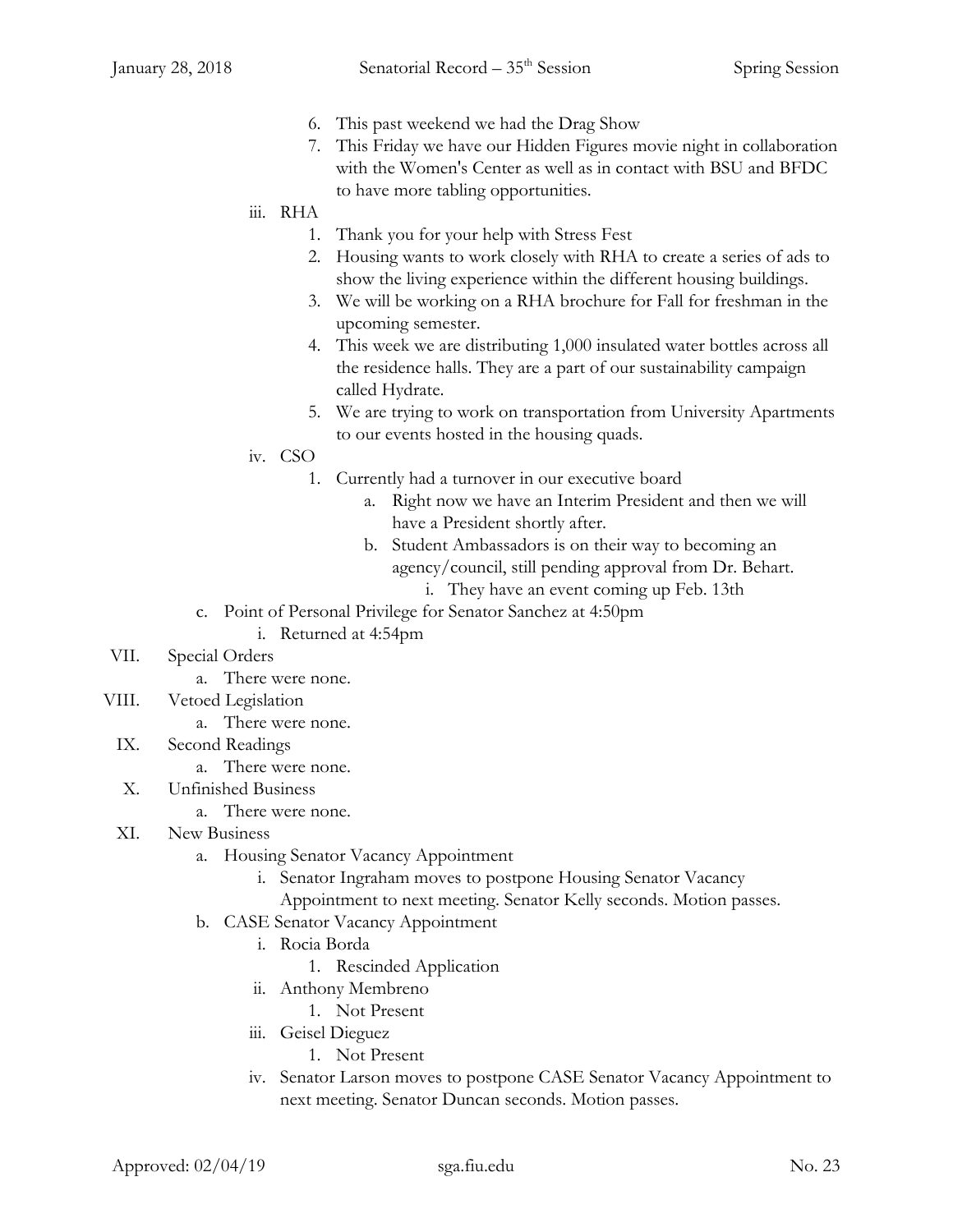6. This past weekend we had the Drag Show
7. This Friday we have our Hidden Figures movie night in collaboration with the Women's Center as well as in contact with BSU and BFDC to have more tabling opportunities.

iii. RHA

1. Thank you for your help with Stress Fest
2. Housing wants to work closely with RHA to create a series of ads to show the living experience within the different housing buildings.
3. We will be working on a RHA brochure for Fall for freshman in the upcoming semester.
4. This week we are distributing 1,000 insulated water bottles across all the residence halls. They are a part of our sustainability campaign called Hydrate.
5. We are trying to work on transportation from University Apartments to our events hosted in the housing quads.

iv. CSO

1. Currently had a turnover in our executive board
    a. Right now we have an Interim President and then we will have a President shortly after.
    b. Student Ambassadors is on their way to becoming an agency/council, still pending approval from Dr. Behart.
        i. They have an event coming up Feb. 13th

c. Point of Personal Privilege for Senator Sanchez at 4:50pm
    i. Returned at 4:54pm

VII. Special Orders
    a. There were none.

VIII. Vetoed Legislation
    a. There were none.

IX. Second Readings
    a. There were none.

X. Unfinished Business
    a. There were none.

XI. New Business
    a. Housing Senator Vacancy Appointment
        i. Senator Ingraham moves to postpone Housing Senator Vacancy Appointment to next meeting. Senator Kelly seconds. Motion passes.
    b. CASE Senator Vacancy Appointment
        i. Rocia Borda
            1. Rescinded Application
        ii. Anthony Membreno
            1. Not Present
        iii. Geisel Dieguez
            1. Not Present
        iv. Senator Larson moves to postpone CASE Senator Vacancy Appointment to next meeting. Senator Duncan seconds. Motion passes.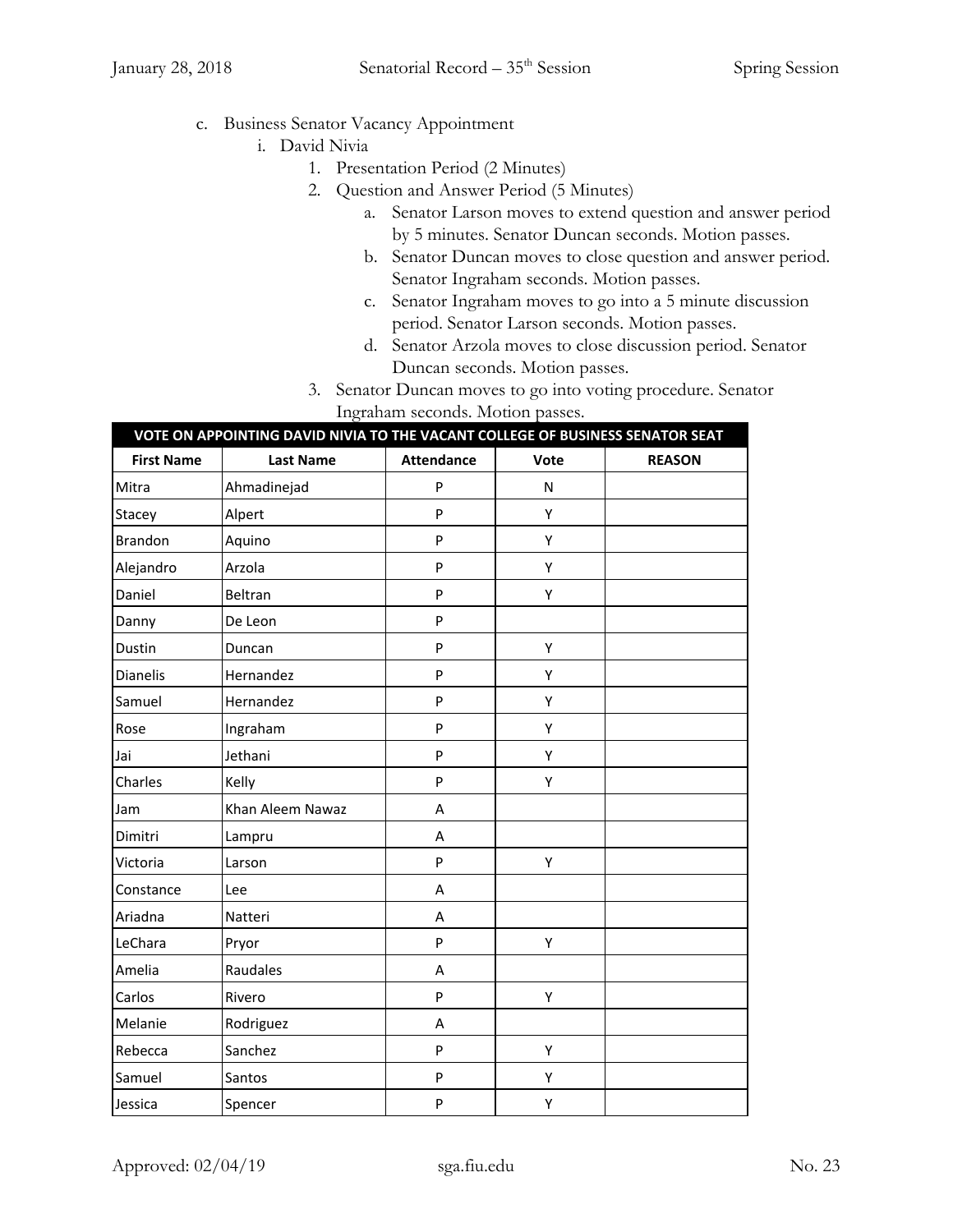c. Business Senator Vacancy Appointment
   i. David Nivia
      1. Presentation Period (2 Minutes)
      2. Question and Answer Period (5 Minutes)
         a. Senator Larson moves to extend question and answer period by 5 minutes. Senator Duncan seconds. Motion passes.
         b. Senator Duncan moves to close question and answer period. Senator Ingraham seconds. Motion passes.
         c. Senator Ingraham moves to go into a 5 minute discussion period. Senator Larson seconds. Motion passes.
         d. Senator Arzola moves to close discussion period. Senator Duncan seconds. Motion passes.
      3. Senator Duncan moves to go into voting procedure. Senator Ingraham seconds. Motion passes.

| VOTE ON APPOINTING DAVID NIVIA TO THE VACANT COLLEGE OF BUSINESS SENATOR SEAT | | | | |
|---|---|---|---|---|
| **First Name** | **Last Name** | **Attendance** | **Vote** | **REASON** |
| Mitra | Ahmadinejad | P | N | |
| Stacey | Alpert | P | Y | |
| Brandon | Aquino | P | Y | |
| Alejandro | Arzola | P | Y | |
| Daniel | Beltran | P | Y | |
| Danny | De Leon | P | | |
| Dustin | Duncan | P | Y | |
| Dianelis | Hernandez | P | Y | |
| Samuel | Hernandez | P | Y | |
| Rose | Ingraham | P | Y | |
| Jai | Jethani | P | Y | |
| Charles | Kelly | P | Y | |
| Jam | Khan Aleem Nawaz | A | | |
| Dimitri | Lampru | A | | |
| Victoria | Larson | P | Y | |
| Constance | Lee | A | | |
| Ariadna | Natteri | A | | |
| LeChara | Pryor | P | Y | |
| Amelia | Raudales | A | | |
| Carlos | Rivero | P | Y | |
| Melanie | Rodriguez | A | | |
| Rebecca | Sanchez | P | Y | |
| Samuel | Santos | P | Y | |
| Jessica | Spencer | P | Y | |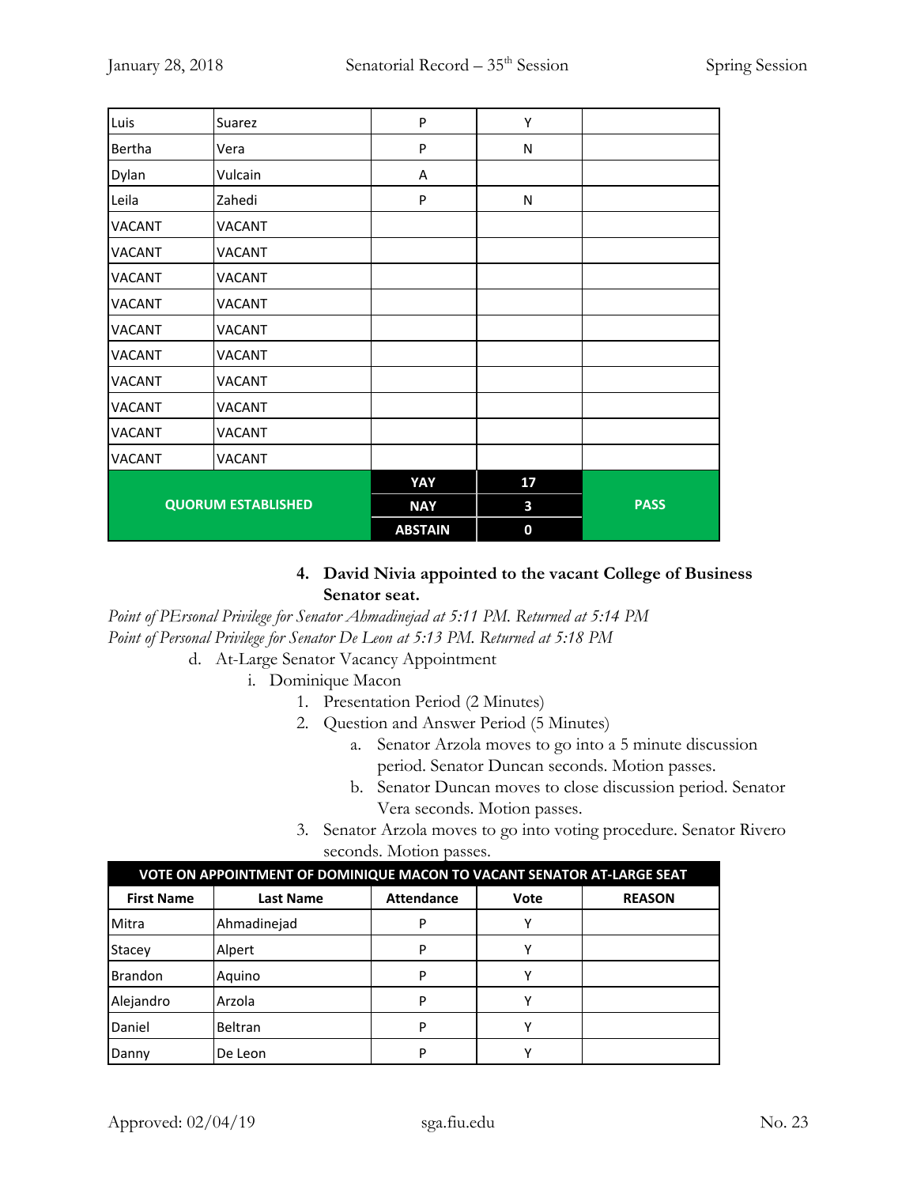| | | | | |
|---|---|---|---|---|
| Luis | Suarez | P | Y | |
| Bertha | Vera | P | N | |
| Dylan | Vulcain | A | | |
| Leila | Zahedi | P | N | |
| VACANT | VACANT | | | |
| VACANT | VACANT | | | |
| VACANT | VACANT | | | |
| VACANT | VACANT | | | |
| VACANT | VACANT | | | |
| VACANT | VACANT | | | |
| VACANT | VACANT | | | |
| VACANT | VACANT | | | |
| VACANT | VACANT | | | |
| VACANT | VACANT | | | |
| **QUORUM ESTABLISHED** | | **YAY** | **17** | **PASS** |
| | | **NAY** | **3** | |
| | | **ABSTAIN** | **0** | |

4. **David Nivia appointed to the vacant College of Business Senator seat.**

*Point of PErsonal Privilege for Senator Ahmadinejad at 5:11 PM. Returned at 5:14 PM*

*Point of Personal Privilege for Senator De Leon at 5:13 PM. Returned at 5:18 PM*

d. At-Large Senator Vacancy Appointment
   i. Dominique Macon
      1. Presentation Period (2 Minutes)
      2. Question and Answer Period (5 Minutes)
         a. Senator Arzola moves to go into a 5 minute discussion period. Senator Duncan seconds. Motion passes.
         b. Senator Duncan moves to close discussion period. Senator Vera seconds. Motion passes.
      3. Senator Arzola moves to go into voting procedure. Senator Rivero seconds. Motion passes.

| VOTE ON APPOINTMENT OF DOMINIQUE MACON TO VACANT SENATOR AT-LARGE SEAT | | | | |
|---|---|---|---|---|
| **First Name** | **Last Name** | **Attendance** | **Vote** | **REASON** |
| Mitra | Ahmadinejad | P | Y | |
| Stacey | Alpert | P | Y | |
| Brandon | Aquino | P | Y | |
| Alejandro | Arzola | P | Y | |
| Daniel | Beltran | P | Y | |
| Danny | De Leon | P | Y | |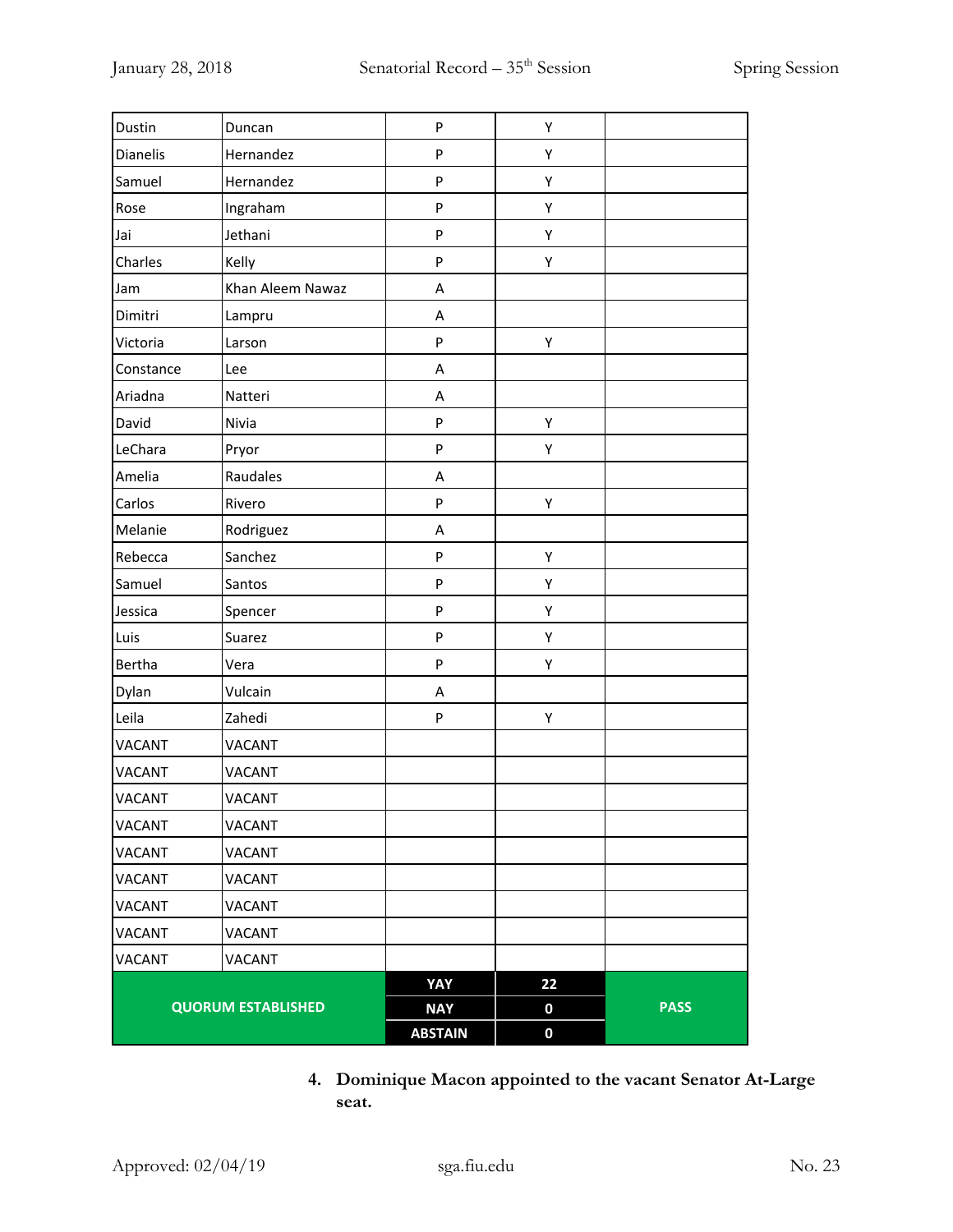| | | | | |
|---|---|---|---|---|
| Dustin | Duncan | P | Y | |
| Dianelis | Hernandez | P | Y | |
| Samuel | Hernandez | P | Y | |
| Rose | Ingraham | P | Y | |
| Jai | Jethani | P | Y | |
| Charles | Kelly | P | Y | |
| Jam | Khan Aleem Nawaz | A | | |
| Dimitri | Lampru | A | | |
| Victoria | Larson | P | Y | |
| Constance | Lee | A | | |
| Ariadna | Natteri | A | | |
| David | Nivia | P | Y | |
| LeChara | Pryor | P | Y | |
| Amelia | Raudales | A | | |
| Carlos | Rivero | P | Y | |
| Melanie | Rodriguez | A | | |
| Rebecca | Sanchez | P | Y | |
| Samuel | Santos | P | Y | |
| Jessica | Spencer | P | Y | |
| Luis | Suarez | P | Y | |
| Bertha | Vera | P | Y | |
| Dylan | Vulcain | A | | |
| Leila | Zahedi | P | Y | |
| VACANT | VACANT | | | |
| VACANT | VACANT | | | |
| VACANT | VACANT | | | |
| VACANT | VACANT | | | |
| VACANT | VACANT | | | |
| VACANT | VACANT | | | |
| VACANT | VACANT | | | |
| VACANT | VACANT | | | |
| VACANT | VACANT | | | |
| **QUORUM ESTABLISHED** | | **YAY** | **22** | **PASS** |
| | | **NAY** | **0** | |
| | | **ABSTAIN** | **0** | |

4. **Dominique Macon appointed to the vacant Senator At-Large seat.**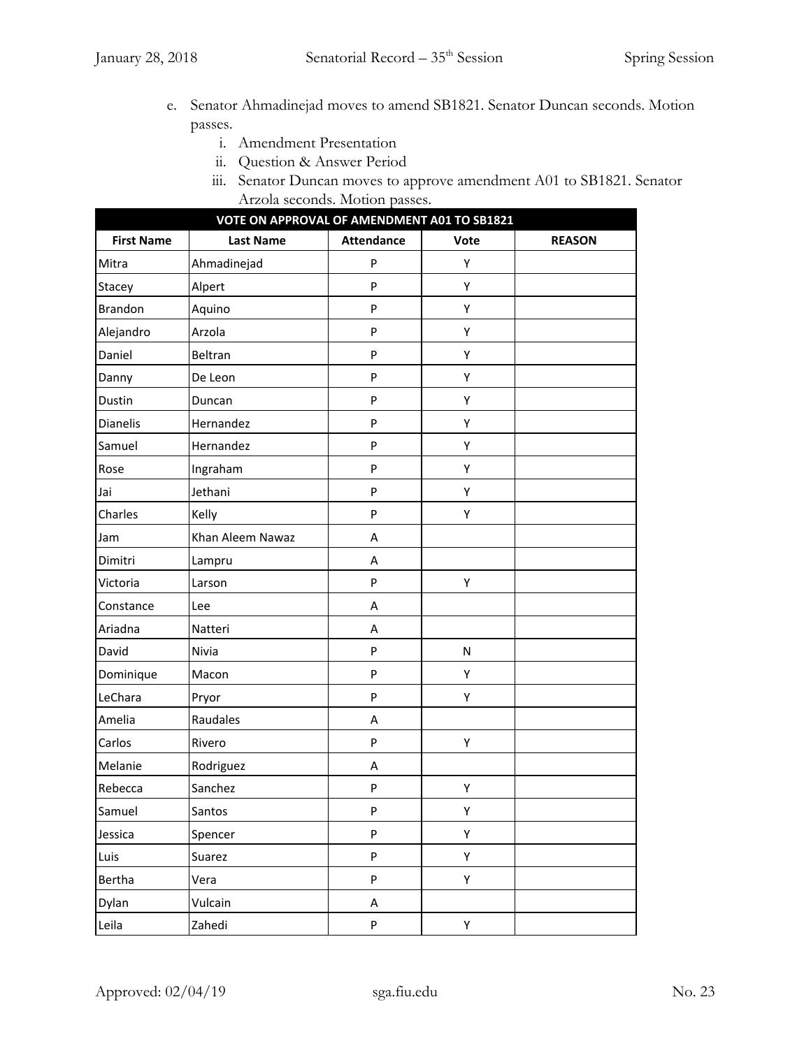e. Senator Ahmadinejad moves to amend SB1821. Senator Duncan seconds. Motion passes.
    i. Amendment Presentation
    ii. Question & Answer Period
    iii. Senator Duncan moves to approve amendment A01 to SB1821. Senator Arzola seconds. Motion passes.

| VOTE ON APPROVAL OF AMENDMENT A01 TO SB1821 | | | | |
|---|---|---|---|---|
| **First Name** | **Last Name** | **Attendance** | **Vote** | **REASON** |
| Mitra | Ahmadinejad | P | Y | |
| Stacey | Alpert | P | Y | |
| Brandon | Aquino | P | Y | |
| Alejandro | Arzola | P | Y | |
| Daniel | Beltran | P | Y | |
| Danny | De Leon | P | Y | |
| Dustin | Duncan | P | Y | |
| Dianelis | Hernandez | P | Y | |
| Samuel | Hernandez | P | Y | |
| Rose | Ingraham | P | Y | |
| Jai | Jethani | P | Y | |
| Charles | Kelly | P | Y | |
| Jam | Khan Aleem Nawaz | A | | |
| Dimitri | Lampru | A | | |
| Victoria | Larson | P | Y | |
| Constance | Lee | A | | |
| Ariadna | Natteri | A | | |
| David | Nivia | P | N | |
| Dominique | Macon | P | Y | |
| LeChara | Pryor | P | Y | |
| Amelia | Raudales | A | | |
| Carlos | Rivero | P | Y | |
| Melanie | Rodriguez | A | | |
| Rebecca | Sanchez | P | Y | |
| Samuel | Santos | P | Y | |
| Jessica | Spencer | P | Y | |
| Luis | Suarez | P | Y | |
| Bertha | Vera | P | Y | |
| Dylan | Vulcain | A | | |
| Leila | Zahedi | P | Y | |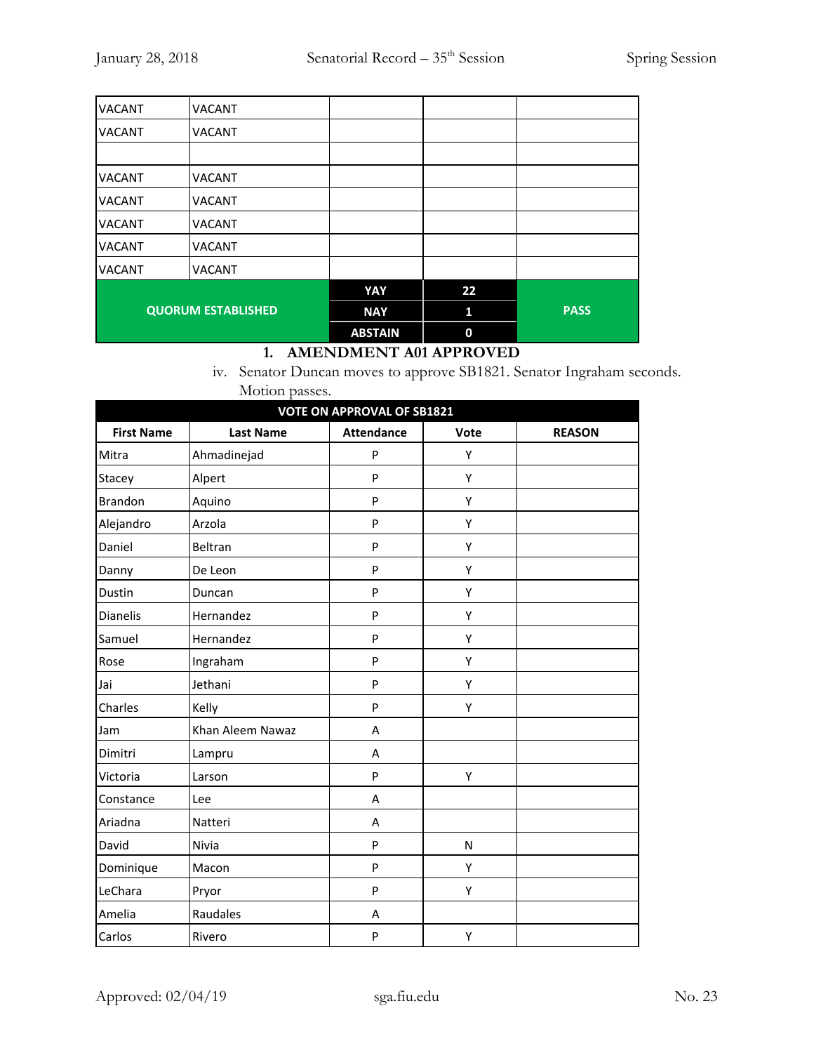| | | | | |
|---|---|---|---|---|
| VACANT | VACANT | | | |
| VACANT | VACANT | | | |
| | | | | |
| VACANT | VACANT | | | |
| VACANT | VACANT | | | |
| VACANT | VACANT | | | |
| VACANT | VACANT | | | |
| VACANT | VACANT | | | |
| QUORUM ESTABLISHED | | YAY | 22 | PASS |
| | | NAY | 1 | |
| | | ABSTAIN | 0 | |

1. **AMENDMENT A01 APPROVED**

iv. Senator Duncan moves to approve SB1821. Senator Ingraham seconds. Motion passes.

**VOTE ON APPROVAL OF SB1821**

| First Name | Last Name | Attendance | Vote | REASON |
|---|---|---|---|---|
| Mitra | Ahmadinejad | P | Y | |
| Stacey | Alpert | P | Y | |
| Brandon | Aquino | P | Y | |
| Alejandro | Arzola | P | Y | |
| Daniel | Beltran | P | Y | |
| Danny | De Leon | P | Y | |
| Dustin | Duncan | P | Y | |
| Dianelis | Hernandez | P | Y | |
| Samuel | Hernandez | P | Y | |
| Rose | Ingraham | P | Y | |
| Jai | Jethani | P | Y | |
| Charles | Kelly | P | Y | |
| Jam | Khan Aleem Nawaz | A | | |
| Dimitri | Lampru | A | | |
| Victoria | Larson | P | Y | |
| Constance | Lee | A | | |
| Ariadna | Natteri | A | | |
| David | Nivia | P | N | |
| Dominique | Macon | P | Y | |
| LeChara | Pryor | P | Y | |
| Amelia | Raudales | A | | |
| Carlos | Rivero | P | Y | |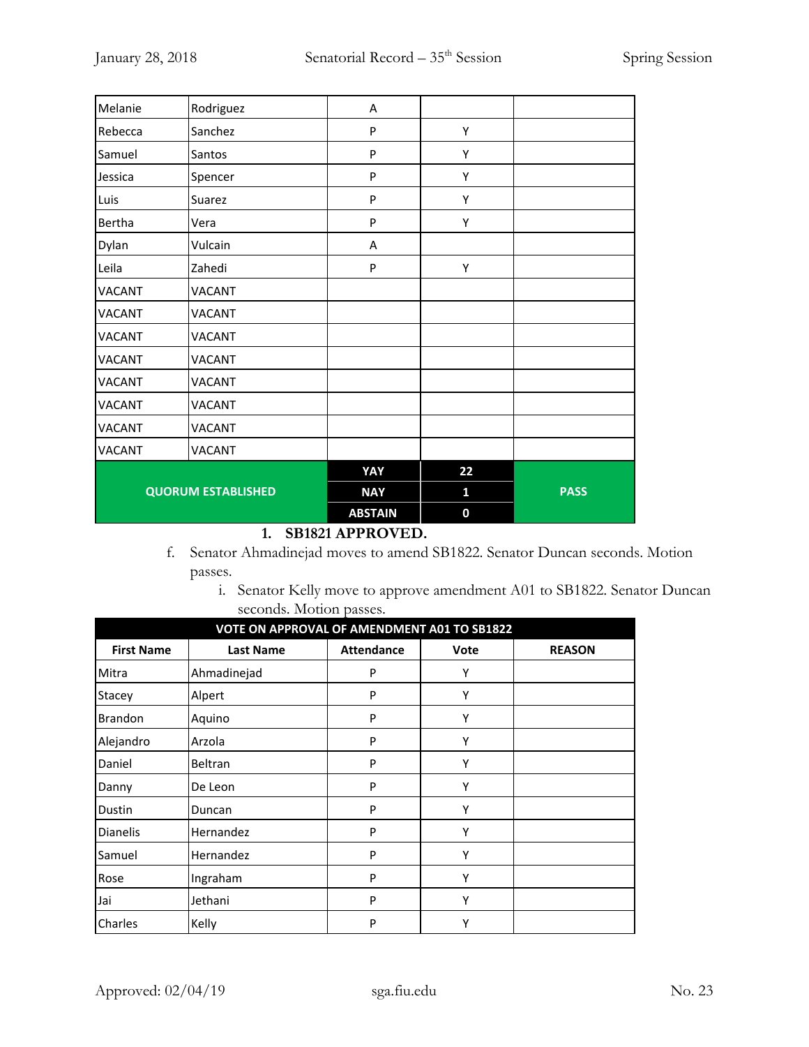| | | | | |
|---|---|---|---|---|
| Melanie | Rodriguez | A | | |
| Rebecca | Sanchez | P | Y | |
| Samuel | Santos | P | Y | |
| Jessica | Spencer | P | Y | |
| Luis | Suarez | P | Y | |
| Bertha | Vera | P | Y | |
| Dylan | Vulcain | A | | |
| Leila | Zahedi | P | Y | |
| VACANT | VACANT | | | |
| VACANT | VACANT | | | |
| VACANT | VACANT | | | |
| VACANT | VACANT | | | |
| VACANT | VACANT | | | |
| VACANT | VACANT | | | |
| VACANT | VACANT | | | |
| VACANT | VACANT | | | |
| **QUORUM ESTABLISHED** | | **YAY** | **22** | **PASS** |
| | | **NAY** | **1** | |
| | | **ABSTAIN** | **0** | |

1. **SB1821 APPROVED.**

f. Senator Ahmadinejad moves to amend SB1822. Senator Duncan seconds. Motion passes.

   i. Senator Kelly move to approve amendment A01 to SB1822. Senator Duncan seconds. Motion passes.

| **VOTE ON APPROVAL OF AMENDMENT A01 TO SB1822** | | | | |
|---|---|---|---|---|
| **First Name** | **Last Name** | **Attendance** | **Vote** | **REASON** |
| Mitra | Ahmadinejad | P | Y | |
| Stacey | Alpert | P | Y | |
| Brandon | Aquino | P | Y | |
| Alejandro | Arzola | P | Y | |
| Daniel | Beltran | P | Y | |
| Danny | De Leon | P | Y | |
| Dustin | Duncan | P | Y | |
| Dianelis | Hernandez | P | Y | |
| Samuel | Hernandez | P | Y | |
| Rose | Ingraham | P | Y | |
| Jai | Jethani | P | Y | |
| Charles | Kelly | P | Y | |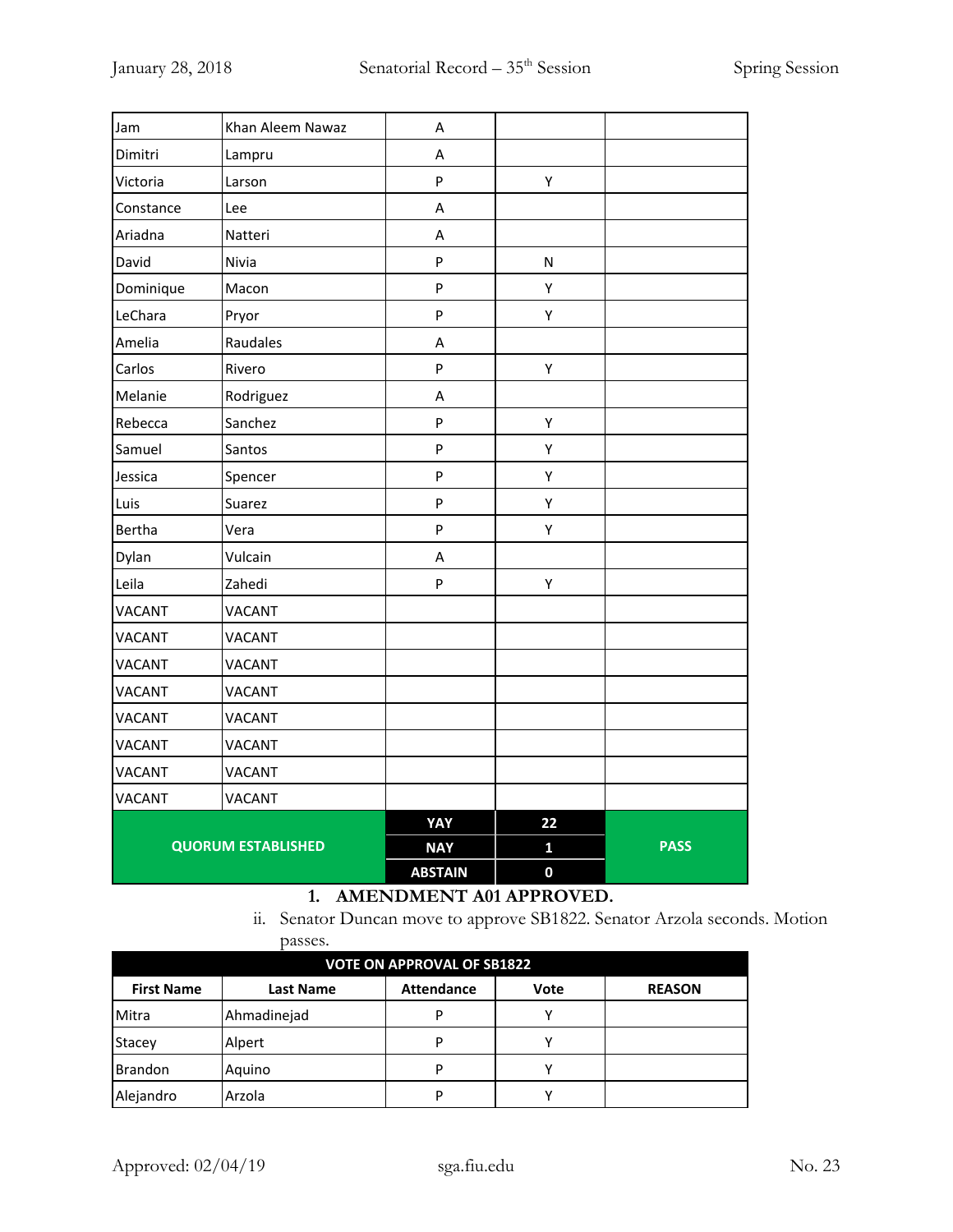| | | | | |
|---|---|---|---|---|
| Jam | Khan Aleem Nawaz | A | | |
| Dimitri | Lampru | A | | |
| Victoria | Larson | P | Y | |
| Constance | Lee | A | | |
| Ariadna | Natteri | A | | |
| David | Nivia | P | N | |
| Dominique | Macon | P | Y | |
| LeChara | Pryor | P | Y | |
| Amelia | Raudales | A | | |
| Carlos | Rivero | P | Y | |
| Melanie | Rodriguez | A | | |
| Rebecca | Sanchez | P | Y | |
| Samuel | Santos | P | Y | |
| Jessica | Spencer | P | Y | |
| Luis | Suarez | P | Y | |
| Bertha | Vera | P | Y | |
| Dylan | Vulcain | A | | |
| Leila | Zahedi | P | Y | |
| VACANT | VACANT | | | |
| VACANT | VACANT | | | |
| VACANT | VACANT | | | |
| VACANT | VACANT | | | |
| VACANT | VACANT | | | |
| VACANT | VACANT | | | |
| VACANT | VACANT | | | |
| VACANT | VACANT | | | |
| QUORUM ESTABLISHED | | YAY | 22 | PASS |
| | | NAY | 1 | |
| | | ABSTAIN | 0 | |

1. **AMENDMENT A01 APPROVED.**

ii. Senator Duncan move to approve SB1822. Senator Arzola seconds. Motion passes.

| VOTE ON APPROVAL OF SB1822 | | | | |
|---|---|---|---|---|
| **First Name** | **Last Name** | **Attendance** | **Vote** | **REASON** |
| Mitra | Ahmadinejad | P | Y | |
| Stacey | Alpert | P | Y | |
| Brandon | Aquino | P | Y | |
| Alejandro | Arzola | P | Y | |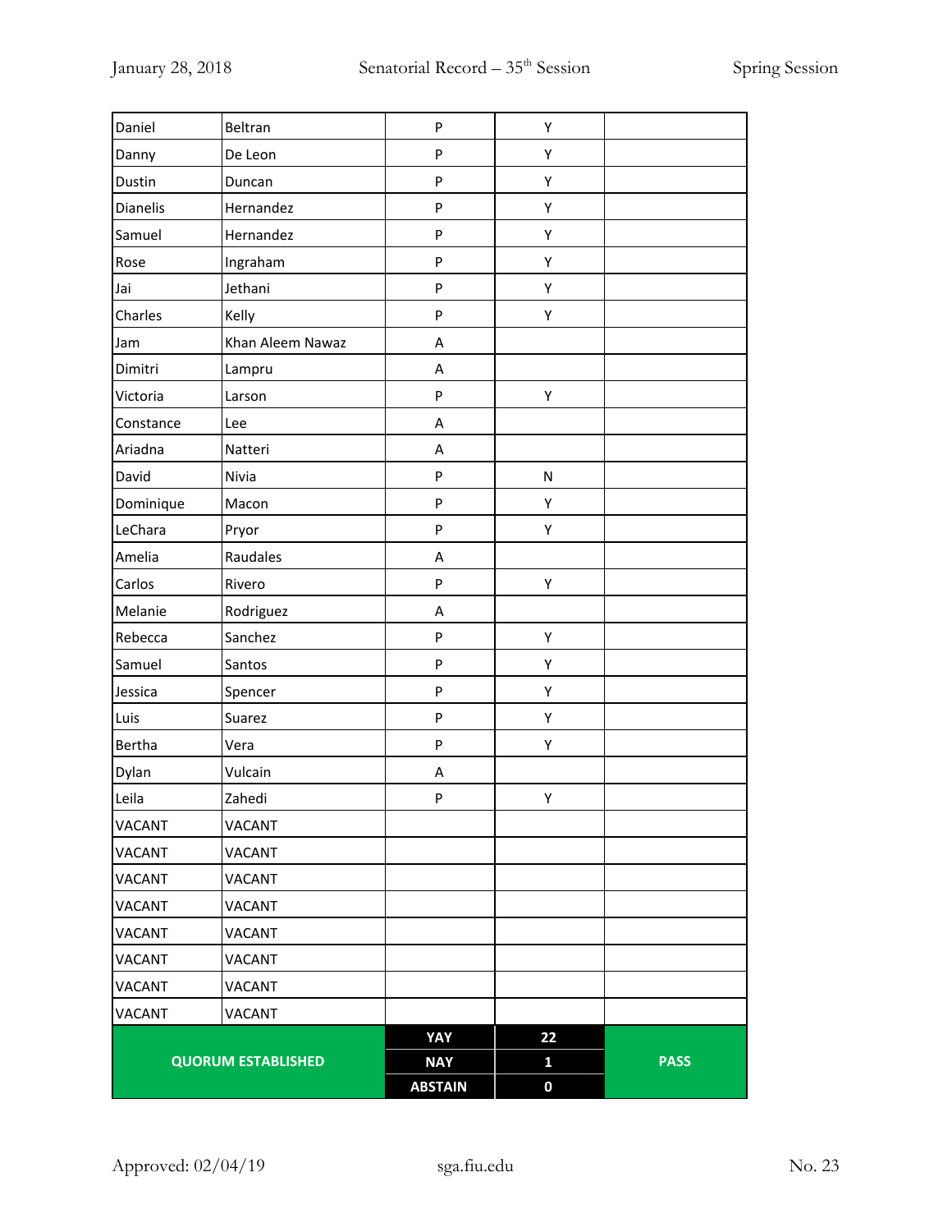| | | | | |
|---|---|---|---|---|
| Daniel | Beltran | P | Y | |
| Danny | De Leon | P | Y | |
| Dustin | Duncan | P | Y | |
| Dianelis | Hernandez | P | Y | |
| Samuel | Hernandez | P | Y | |
| Rose | Ingraham | P | Y | |
| Jai | Jethani | P | Y | |
| Charles | Kelly | P | Y | |
| Jam | Khan Aleem Nawaz | A | | |
| Dimitri | Lampru | A | | |
| Victoria | Larson | P | Y | |
| Constance | Lee | A | | |
| Ariadna | Natteri | A | | |
| David | Nivia | P | N | |
| Dominique | Macon | P | Y | |
| LeChara | Pryor | P | Y | |
| Amelia | Raudales | A | | |
| Carlos | Rivero | P | Y | |
| Melanie | Rodriguez | A | | |
| Rebecca | Sanchez | P | Y | |
| Samuel | Santos | P | Y | |
| Jessica | Spencer | P | Y | |
| Luis | Suarez | P | Y | |
| Bertha | Vera | P | Y | |
| Dylan | Vulcain | A | | |
| Leila | Zahedi | P | Y | |
| VACANT | VACANT | | | |
| VACANT | VACANT | | | |
| VACANT | VACANT | | | |
| VACANT | VACANT | | | |
| VACANT | VACANT | | | |
| VACANT | VACANT | | | |
| VACANT | VACANT | | | |
| VACANT | VACANT | | | |
| **QUORUM ESTABLISHED** | | **YAY** | **22** | **PASS** |
| | | **NAY** | **1** | |
| | | **ABSTAIN** | **0** | |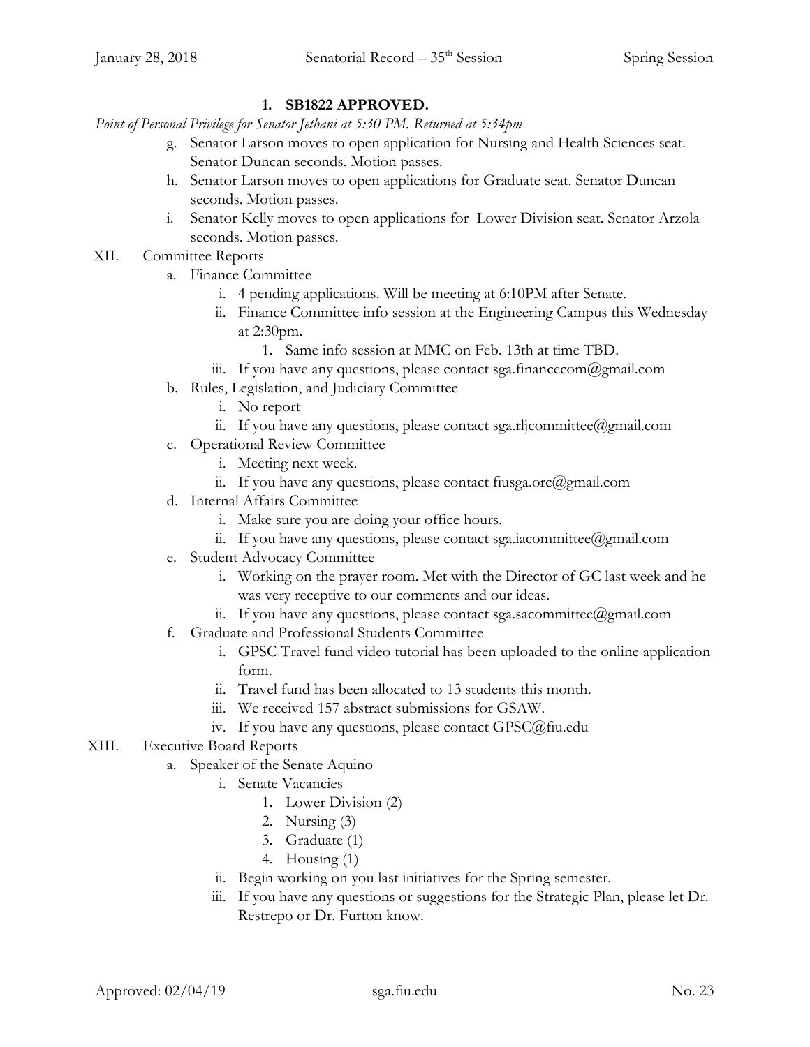1. **SB1822 APPROVED.**

*Point of Personal Privilege for Senator Jethani at 5:30 PM. Returned at 5:34pm*

g. Senator Larson moves to open application for Nursing and Health Sciences seat. Senator Duncan seconds. Motion passes.

h. Senator Larson moves to open applications for Graduate seat. Senator Duncan seconds. Motion passes.

i. Senator Kelly moves to open applications for Lower Division seat. Senator Arzola seconds. Motion passes.

XII. Committee Reports

a. Finance Committee
   - i. 4 pending applications. Will be meeting at 6:10PM after Senate.
   - ii. Finance Committee info session at the Engineering Campus this Wednesday at 2:30pm.
     1. Same info session at MMC on Feb. 13th at time TBD.
   - iii. If you have any questions, please contact sga.financecom@gmail.com

b. Rules, Legislation, and Judiciary Committee
   - i. No report
   - ii. If you have any questions, please contact sga.rljcommittee@gmail.com

c. Operational Review Committee
   - i. Meeting next week.
   - ii. If you have any questions, please contact fiusga.orc@gmail.com

d. Internal Affairs Committee
   - i. Make sure you are doing your office hours.
   - ii. If you have any questions, please contact sga.iacommittee@gmail.com

e. Student Advocacy Committee
   - i. Working on the prayer room. Met with the Director of GC last week and he was very receptive to our comments and our ideas.
   - ii. If you have any questions, please contact sga.sacommittee@gmail.com

f. Graduate and Professional Students Committee
   - i. GPSC Travel fund video tutorial has been uploaded to the online application form.
   - ii. Travel fund has been allocated to 13 students this month.
   - iii. We received 157 abstract submissions for GSAW.
   - iv. If you have any questions, please contact GPSC@fiu.edu

XIII. Executive Board Reports

a. Speaker of the Senate Aquino
   - i. Senate Vacancies
     1. Lower Division (2)
     2. Nursing (3)
     3. Graduate (1)
     4. Housing (1)
   - ii. Begin working on you last initiatives for the Spring semester.
   - iii. If you have any questions or suggestions for the Strategic Plan, please let Dr. Restrepo or Dr. Furton know.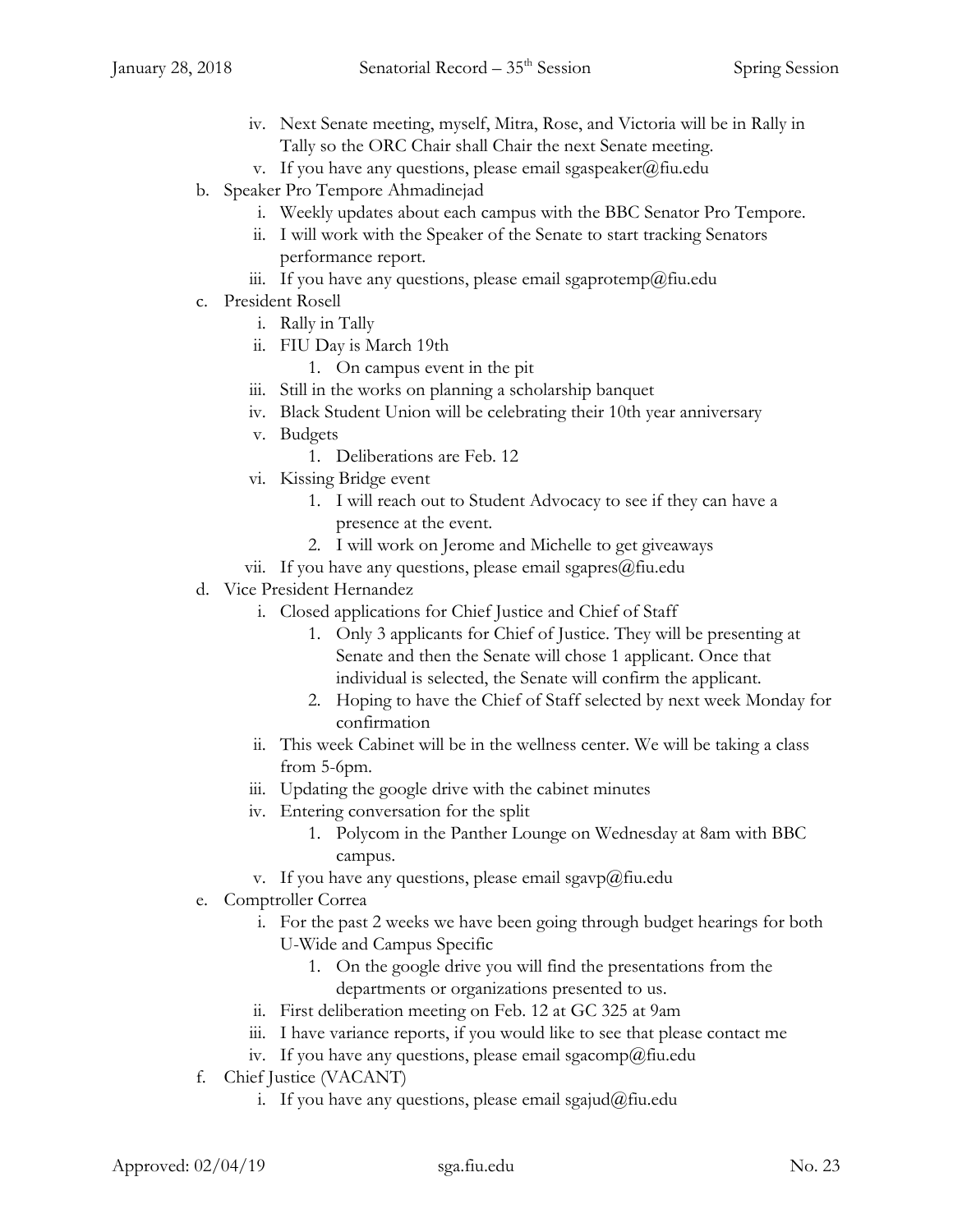iv. Next Senate meeting, myself, Mitra, Rose, and Victoria will be in Rally in Tally so the ORC Chair shall Chair the next Senate meeting.
   v. If you have any questions, please email sgaspeaker@fiu.edu

b. Speaker Pro Tempore Ahmadinejad
   i. Weekly updates about each campus with the BBC Senator Pro Tempore.
   ii. I will work with the Speaker of the Senate to start tracking Senators performance report.
   iii. If you have any questions, please email sgaprotemp@fiu.edu

c. President Rosell
   i. Rally in Tally
   ii. FIU Day is March 19th
      1. On campus event in the pit
   iii. Still in the works on planning a scholarship banquet
   iv. Black Student Union will be celebrating their 10th year anniversary
   v. Budgets
      1. Deliberations are Feb. 12
   vi. Kissing Bridge event
      1. I will reach out to Student Advocacy to see if they can have a presence at the event.
      2. I will work on Jerome and Michelle to get giveaways
   vii. If you have any questions, please email sgapres@fiu.edu

d. Vice President Hernandez
   i. Closed applications for Chief Justice and Chief of Staff
      1. Only 3 applicants for Chief of Justice. They will be presenting at Senate and then the Senate will chose 1 applicant. Once that individual is selected, the Senate will confirm the applicant.
      2. Hoping to have the Chief of Staff selected by next week Monday for confirmation
   ii. This week Cabinet will be in the wellness center. We will be taking a class from 5-6pm.
   iii. Updating the google drive with the cabinet minutes
   iv. Entering conversation for the split
      1. Polycom in the Panther Lounge on Wednesday at 8am with BBC campus.
   v. If you have any questions, please email sgavp@fiu.edu

e. Comptroller Correa
   i. For the past 2 weeks we have been going through budget hearings for both U-Wide and Campus Specific
      1. On the google drive you will find the presentations from the departments or organizations presented to us.
   ii. First deliberation meeting on Feb. 12 at GC 325 at 9am
   iii. I have variance reports, if you would like to see that please contact me
   iv. If you have any questions, please email sgacomp@fiu.edu

f. Chief Justice (VACANT)
   i. If you have any questions, please email sgajud@fiu.edu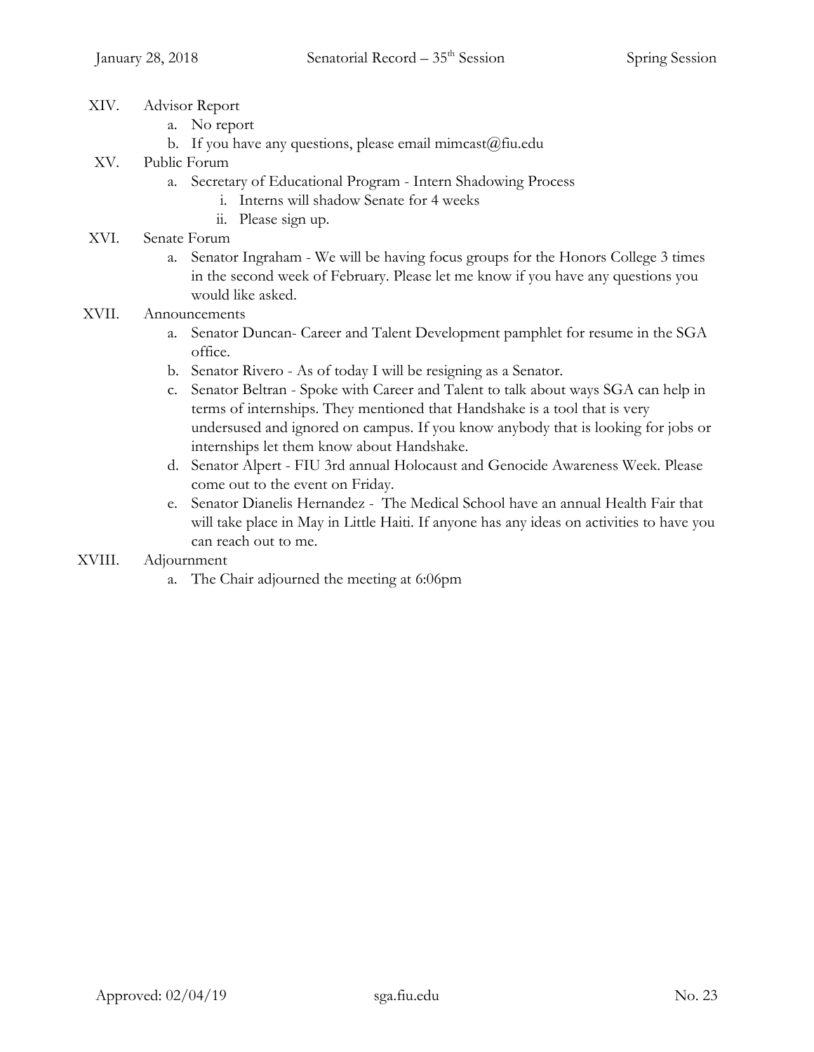XIV. Advisor Report
   a. No report
   b. If you have any questions, please email mimcast@fiu.edu

XV. Public Forum
   a. Secretary of Educational Program - Intern Shadowing Process
      i. Interns will shadow Senate for 4 weeks
      ii. Please sign up.

XVI. Senate Forum
   a. Senator Ingraham - We will be having focus groups for the Honors College 3 times in the second week of February. Please let me know if you have any questions you would like asked.

XVII. Announcements
   a. Senator Duncan- Career and Talent Development pamphlet for resume in the SGA office.
   b. Senator Rivero - As of today I will be resigning as a Senator.
   c. Senator Beltran - Spoke with Career and Talent to talk about ways SGA can help in terms of internships. They mentioned that Handshake is a tool that is very undersused and ignored on campus. If you know anybody that is looking for jobs or internships let them know about Handshake.
   d. Senator Alpert - FIU 3rd annual Holocaust and Genocide Awareness Week. Please come out to the event on Friday.
   e. Senator Dianelis Hernandez - The Medical School have an annual Health Fair that will take place in May in Little Haiti. If anyone has any ideas on activities to have you can reach out to me.

XVIII. Adjournment
   a. The Chair adjourned the meeting at 6:06pm